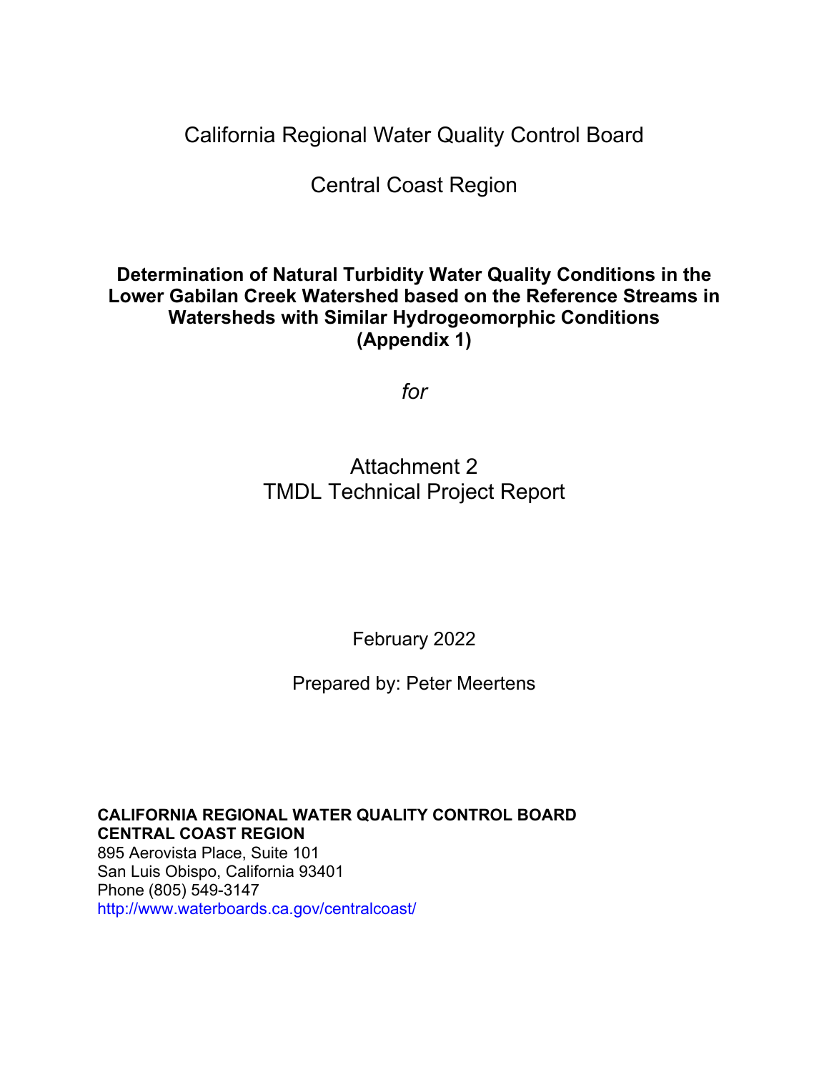California Regional Water Quality Control Board

Central Coast Region

**Determination of Natural Turbidity Water Quality Conditions in the Lower Gabilan Creek Watershed based on the Reference Streams in Watersheds with Similar Hydrogeomorphic Conditions (Appendix 1)**

*for*

Attachment 2
TMDL Technical Project Report

February 2022

Prepared by: Peter Meertens

**CALIFORNIA REGIONAL WATER QUALITY CONTROL BOARD**
**CENTRAL COAST REGION**
895 Aerovista Place, Suite 101
San Luis Obispo, California 93401
Phone (805) 549-3147
http://www.waterboards.ca.gov/centralcoast/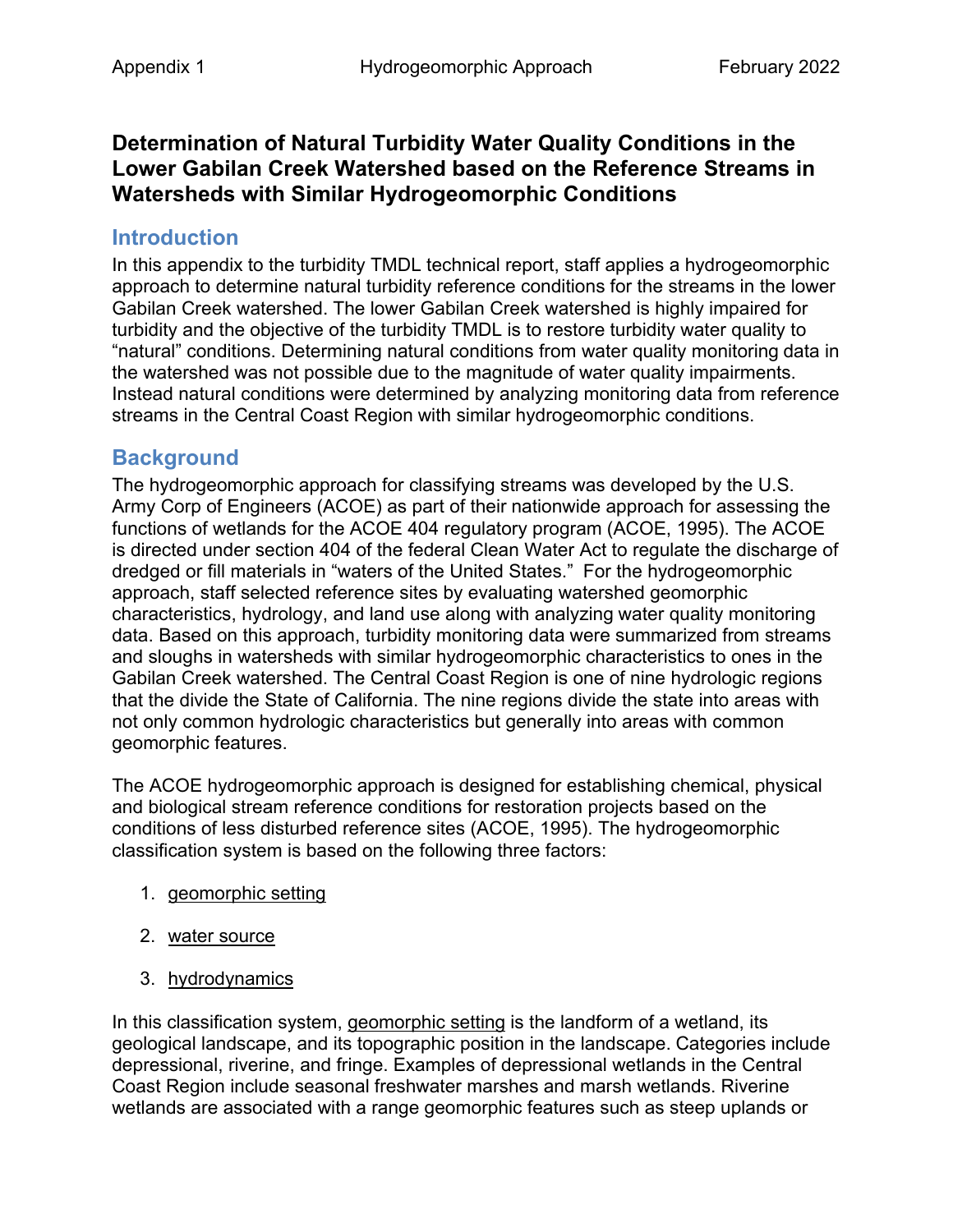## Determination of Natural Turbidity Water Quality Conditions in the Lower Gabilan Creek Watershed based on the Reference Streams in Watersheds with Similar Hydrogeomorphic Conditions

### Introduction

In this appendix to the turbidity TMDL technical report, staff applies a hydrogeomorphic approach to determine natural turbidity reference conditions for the streams in the lower Gabilan Creek watershed. The lower Gabilan Creek watershed is highly impaired for turbidity and the objective of the turbidity TMDL is to restore turbidity water quality to "natural" conditions. Determining natural conditions from water quality monitoring data in the watershed was not possible due to the magnitude of water quality impairments. Instead natural conditions were determined by analyzing monitoring data from reference streams in the Central Coast Region with similar hydrogeomorphic conditions.

### Background

The hydrogeomorphic approach for classifying streams was developed by the U.S. Army Corp of Engineers (ACOE) as part of their nationwide approach for assessing the functions of wetlands for the ACOE 404 regulatory program (ACOE, 1995). The ACOE is directed under section 404 of the federal Clean Water Act to regulate the discharge of dredged or fill materials in "waters of the United States." For the hydrogeomorphic approach, staff selected reference sites by evaluating watershed geomorphic characteristics, hydrology, and land use along with analyzing water quality monitoring data. Based on this approach, turbidity monitoring data were summarized from streams and sloughs in watersheds with similar hydrogeomorphic characteristics to ones in the Gabilan Creek watershed. The Central Coast Region is one of nine hydrologic regions that the divide the State of California. The nine regions divide the state into areas with not only common hydrologic characteristics but generally into areas with common geomorphic features.

The ACOE hydrogeomorphic approach is designed for establishing chemical, physical and biological stream reference conditions for restoration projects based on the conditions of less disturbed reference sites (ACOE, 1995). The hydrogeomorphic classification system is based on the following three factors:

1. geomorphic setting
2. water source
3. hydrodynamics

In this classification system, geomorphic setting is the landform of a wetland, its geological landscape, and its topographic position in the landscape. Categories include depressional, riverine, and fringe. Examples of depressional wetlands in the Central Coast Region include seasonal freshwater marshes and marsh wetlands. Riverine wetlands are associated with a range geomorphic features such as steep uplands or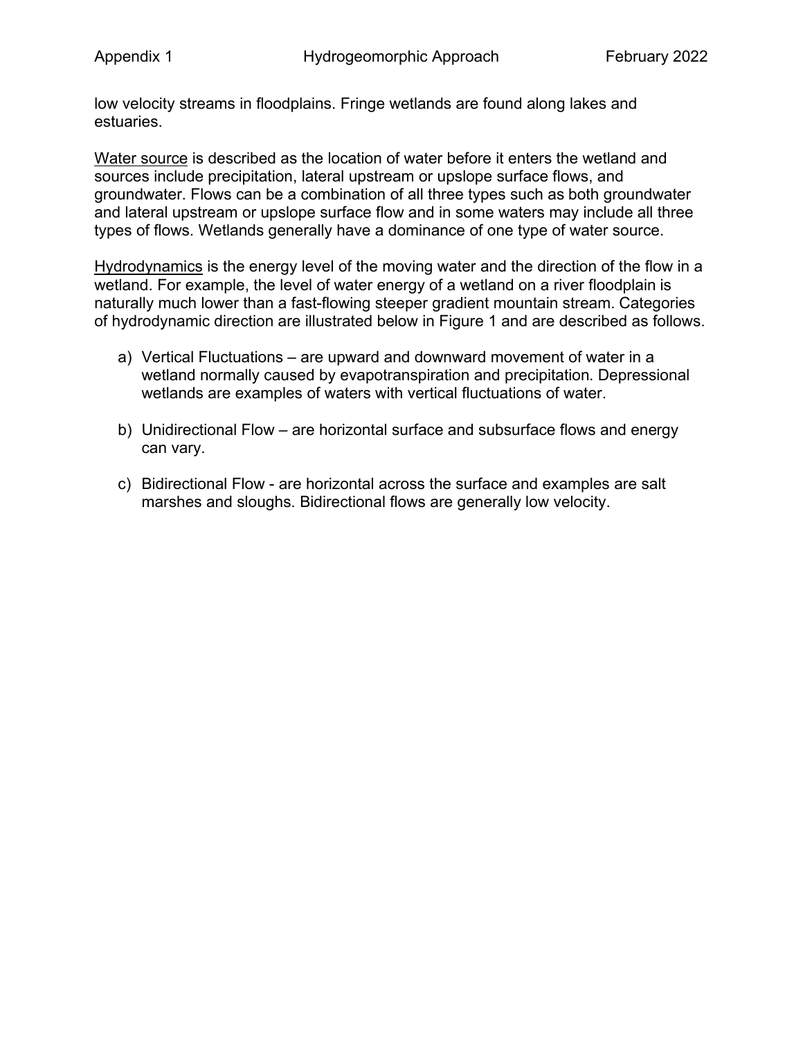low velocity streams in floodplains. Fringe wetlands are found along lakes and estuaries.

<u>Water source</u> is described as the location of water before it enters the wetland and sources include precipitation, lateral upstream or upslope surface flows, and groundwater. Flows can be a combination of all three types such as both groundwater and lateral upstream or upslope surface flow and in some waters may include all three types of flows. Wetlands generally have a dominance of one type of water source.

<u>Hydrodynamics</u> is the energy level of the moving water and the direction of the flow in a wetland. For example, the level of water energy of a wetland on a river floodplain is naturally much lower than a fast-flowing steeper gradient mountain stream. Categories of hydrodynamic direction are illustrated below in Figure 1 and are described as follows.

a) Vertical Fluctuations – are upward and downward movement of water in a wetland normally caused by evapotranspiration and precipitation. Depressional wetlands are examples of waters with vertical fluctuations of water.

b) Unidirectional Flow – are horizontal surface and subsurface flows and energy can vary.

c) Bidirectional Flow - are horizontal across the surface and examples are salt marshes and sloughs. Bidirectional flows are generally low velocity.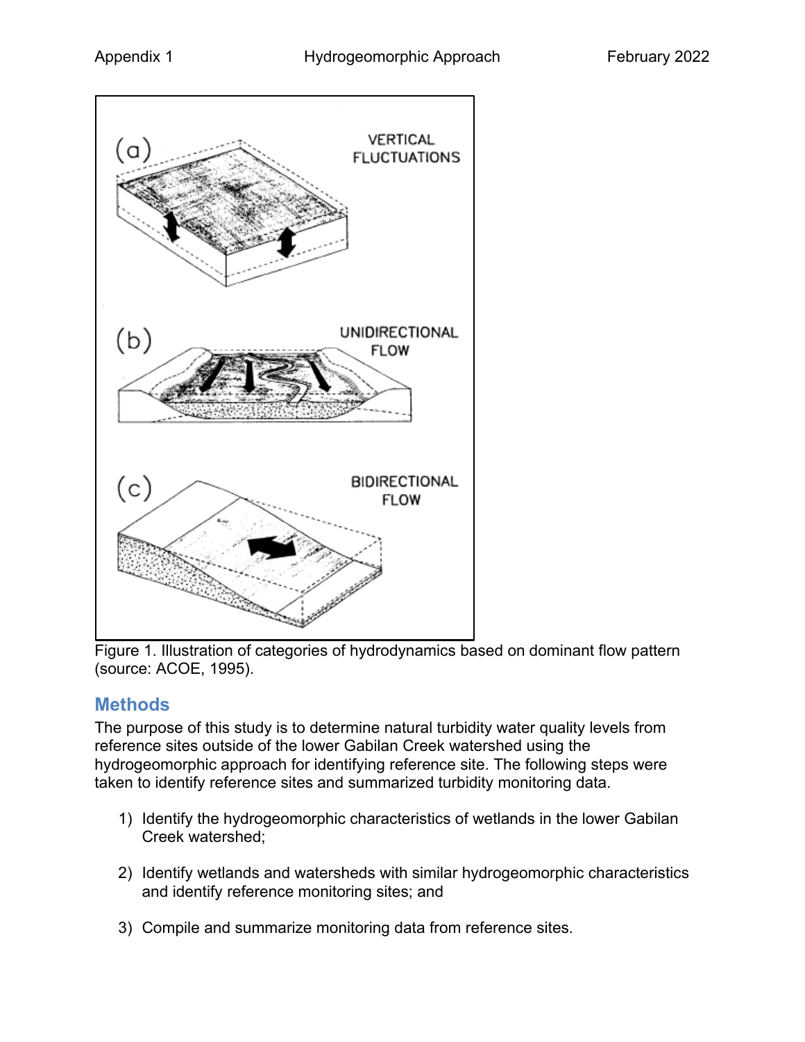Figure 1. Illustration of categories of hydrodynamics based on dominant flow pattern (source: ACOE, 1995).

## Methods

The purpose of this study is to determine natural turbidity water quality levels from reference sites outside of the lower Gabilan Creek watershed using the hydrogeomorphic approach for identifying reference site. The following steps were taken to identify reference sites and summarized turbidity monitoring data.

1) Identify the hydrogeomorphic characteristics of wetlands in the lower Gabilan Creek watershed;

2) Identify wetlands and watersheds with similar hydrogeomorphic characteristics and identify reference monitoring sites; and

3) Compile and summarize monitoring data from reference sites.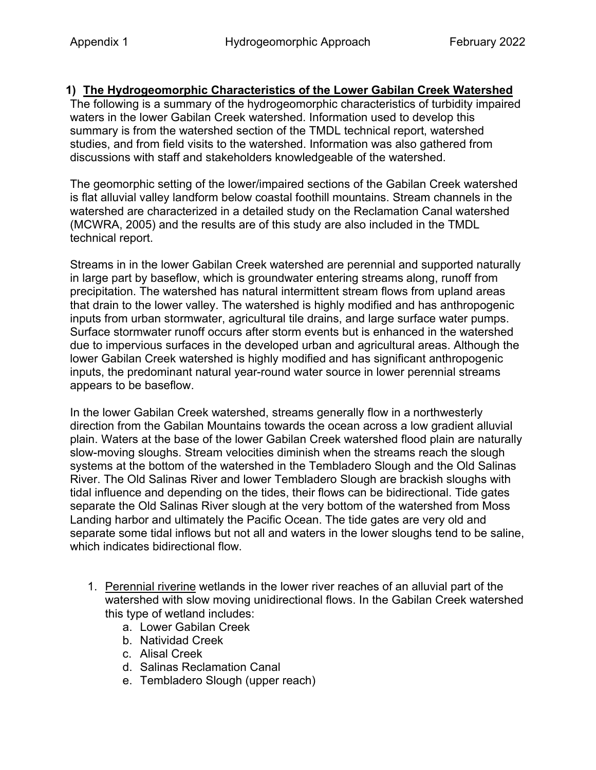## 1) The Hydrogeomorphic Characteristics of the Lower Gabilan Creek Watershed

The following is a summary of the hydrogeomorphic characteristics of turbidity impaired waters in the lower Gabilan Creek watershed. Information used to develop this summary is from the watershed section of the TMDL technical report, watershed studies, and from field visits to the watershed. Information was also gathered from discussions with staff and stakeholders knowledgeable of the watershed.

The geomorphic setting of the lower/impaired sections of the Gabilan Creek watershed is flat alluvial valley landform below coastal foothill mountains. Stream channels in the watershed are characterized in a detailed study on the Reclamation Canal watershed (MCWRA, 2005) and the results are of this study are also included in the TMDL technical report.

Streams in in the lower Gabilan Creek watershed are perennial and supported naturally in large part by baseflow, which is groundwater entering streams along, runoff from precipitation. The watershed has natural intermittent stream flows from upland areas that drain to the lower valley. The watershed is highly modified and has anthropogenic inputs from urban stormwater, agricultural tile drains, and large surface water pumps. Surface stormwater runoff occurs after storm events but is enhanced in the watershed due to impervious surfaces in the developed urban and agricultural areas. Although the lower Gabilan Creek watershed is highly modified and has significant anthropogenic inputs, the predominant natural year-round water source in lower perennial streams appears to be baseflow.

In the lower Gabilan Creek watershed, streams generally flow in a northwesterly direction from the Gabilan Mountains towards the ocean across a low gradient alluvial plain. Waters at the base of the lower Gabilan Creek watershed flood plain are naturally slow-moving sloughs. Stream velocities diminish when the streams reach the slough systems at the bottom of the watershed in the Tembladero Slough and the Old Salinas River. The Old Salinas River and lower Tembladero Slough are brackish sloughs with tidal influence and depending on the tides, their flows can be bidirectional. Tide gates separate the Old Salinas River slough at the very bottom of the watershed from Moss Landing harbor and ultimately the Pacific Ocean. The tide gates are very old and separate some tidal inflows but not all and waters in the lower sloughs tend to be saline, which indicates bidirectional flow.

1. Perennial riverine wetlands in the lower river reaches of an alluvial part of the watershed with slow moving unidirectional flows. In the Gabilan Creek watershed this type of wetland includes:
    a. Lower Gabilan Creek
    b. Natividad Creek
    c. Alisal Creek
    d. Salinas Reclamation Canal
    e. Tembladero Slough (upper reach)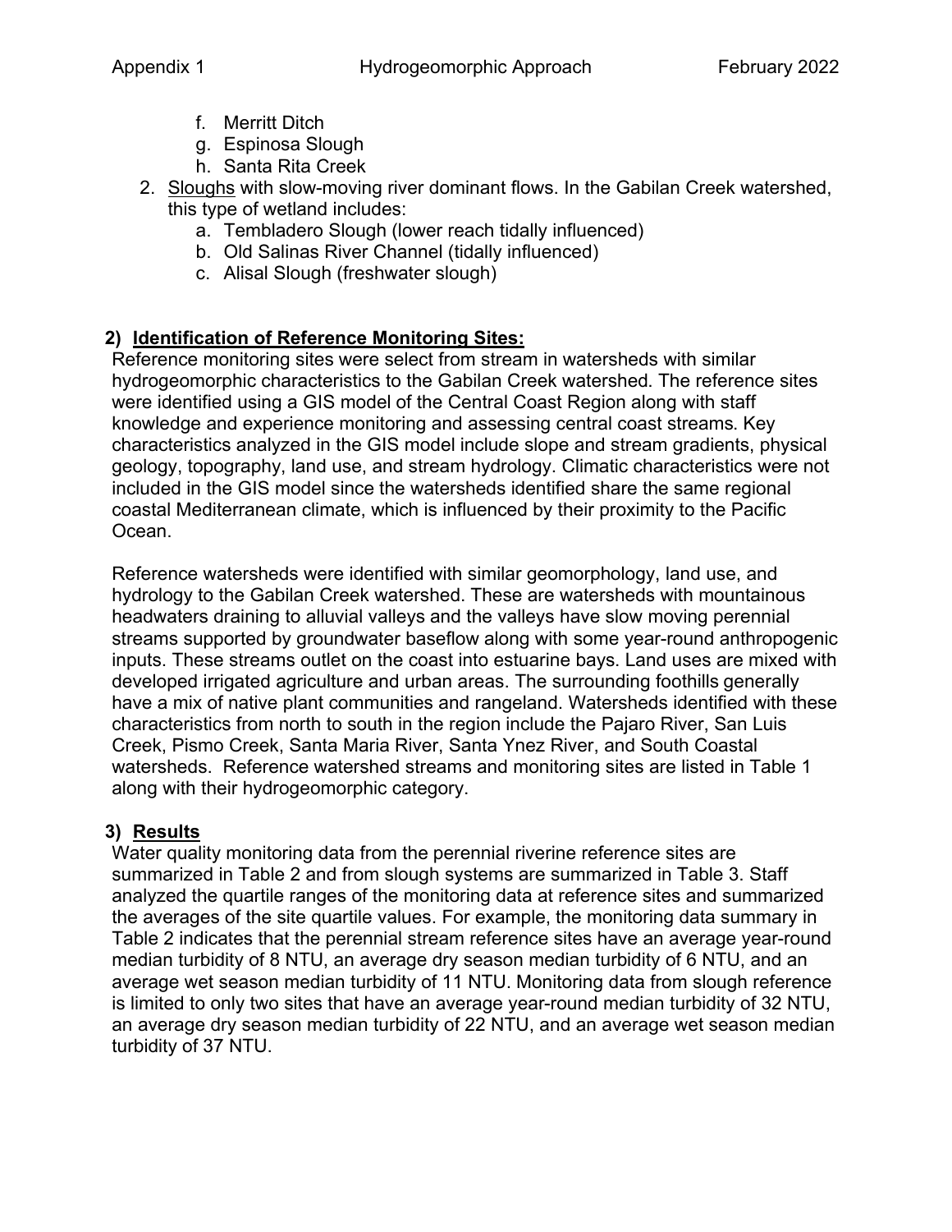f. Merritt Ditch
    g. Espinosa Slough
    h. Santa Rita Creek

2. Sloughs with slow-moving river dominant flows. In the Gabilan Creek watershed, this type of wetland includes:
    a. Tembladero Slough (lower reach tidally influenced)
    b. Old Salinas River Channel (tidally influenced)
    c. Alisal Slough (freshwater slough)

## 2) Identification of Reference Monitoring Sites:

Reference monitoring sites were select from stream in watersheds with similar hydrogeomorphic characteristics to the Gabilan Creek watershed. The reference sites were identified using a GIS model of the Central Coast Region along with staff knowledge and experience monitoring and assessing central coast streams. Key characteristics analyzed in the GIS model include slope and stream gradients, physical geology, topography, land use, and stream hydrology. Climatic characteristics were not included in the GIS model since the watersheds identified share the same regional coastal Mediterranean climate, which is influenced by their proximity to the Pacific Ocean.

Reference watersheds were identified with similar geomorphology, land use, and hydrology to the Gabilan Creek watershed. These are watersheds with mountainous headwaters draining to alluvial valleys and the valleys have slow moving perennial streams supported by groundwater baseflow along with some year-round anthropogenic inputs. These streams outlet on the coast into estuarine bays. Land uses are mixed with developed irrigated agriculture and urban areas. The surrounding foothills generally have a mix of native plant communities and rangeland. Watersheds identified with these characteristics from north to south in the region include the Pajaro River, San Luis Creek, Pismo Creek, Santa Maria River, Santa Ynez River, and South Coastal watersheds. Reference watershed streams and monitoring sites are listed in Table 1 along with their hydrogeomorphic category.

## 3) Results

Water quality monitoring data from the perennial riverine reference sites are summarized in Table 2 and from slough systems are summarized in Table 3. Staff analyzed the quartile ranges of the monitoring data at reference sites and summarized the averages of the site quartile values. For example, the monitoring data summary in Table 2 indicates that the perennial stream reference sites have an average year-round median turbidity of 8 NTU, an average dry season median turbidity of 6 NTU, and an average wet season median turbidity of 11 NTU. Monitoring data from slough reference is limited to only two sites that have an average year-round median turbidity of 32 NTU, an average dry season median turbidity of 22 NTU, and an average wet season median turbidity of 37 NTU.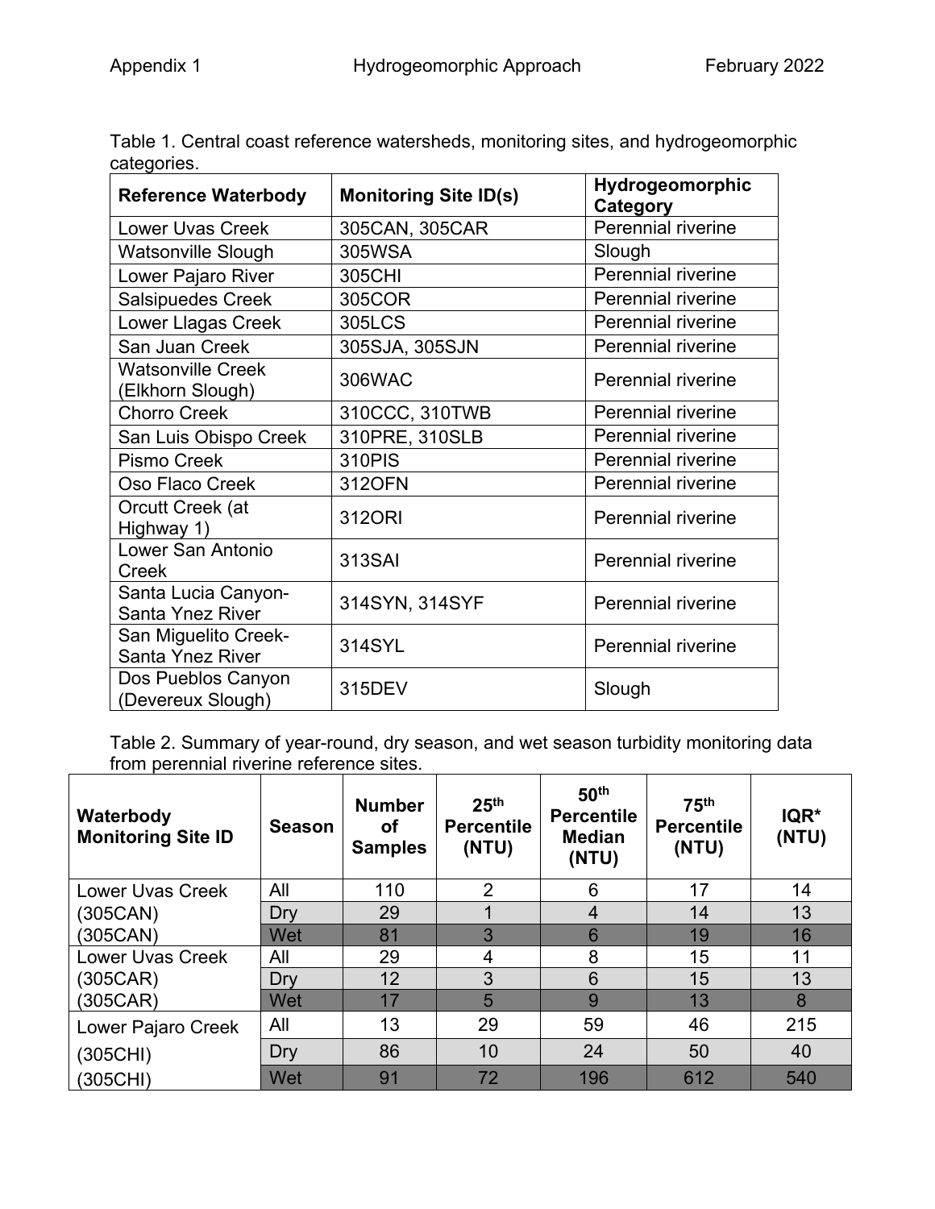Table 1. Central coast reference watersheds, monitoring sites, and hydrogeomorphic categories.

| Reference Waterbody | Monitoring Site ID(s) | Hydrogeomorphic Category |
|---|---|---|
| Lower Uvas Creek | 305CAN, 305CAR | Perennial riverine |
| Watsonville Slough | 305WSA | Slough |
| Lower Pajaro River | 305CHI | Perennial riverine |
| Salsipuedes Creek | 305COR | Perennial riverine |
| Lower Llagas Creek | 305LCS | Perennial riverine |
| San Juan Creek | 305SJA, 305SJN | Perennial riverine |
| Watsonville Creek (Elkhorn Slough) | 306WAC | Perennial riverine |
| Chorro Creek | 310CCC, 310TWB | Perennial riverine |
| San Luis Obispo Creek | 310PRE, 310SLB | Perennial riverine |
| Pismo Creek | 310PIS | Perennial riverine |
| Oso Flaco Creek | 312OFN | Perennial riverine |
| Orcutt Creek (at Highway 1) | 312ORI | Perennial riverine |
| Lower San Antonio Creek | 313SAI | Perennial riverine |
| Santa Lucia Canyon-Santa Ynez River | 314SYN, 314SYF | Perennial riverine |
| San Miguelito Creek-Santa Ynez River | 314SYL | Perennial riverine |
| Dos Pueblos Canyon (Devereux Slough) | 315DEV | Slough |

Table 2. Summary of year-round, dry season, and wet season turbidity monitoring data from perennial riverine reference sites.

| Waterbody Monitoring Site ID | Season | Number of Samples | 25th Percentile (NTU) | 50th Percentile Median (NTU) | 75th Percentile (NTU) | IQR* (NTU) |
|---|---|---|---|---|---|---|
| Lower Uvas Creek (305CAN) | All | 110 | 2 | 6 | 17 | 14 |
| (305CAN) | Dry | 29 | 1 | 4 | 14 | 13 |
| (305CAN) | Wet | 81 | 3 | 6 | 19 | 16 |
| Lower Uvas Creek (305CAR) | All | 29 | 4 | 8 | 15 | 11 |
| (305CAR) | Dry | 12 | 3 | 6 | 15 | 13 |
| (305CAR) | Wet | 17 | 5 | 9 | 13 | 8 |
| Lower Pajaro Creek (305CHI) | All | 13 | 29 | 59 | 46 | 215 |
| (305CHI) | Dry | 86 | 10 | 24 | 50 | 40 |
| (305CHI) | Wet | 91 | 72 | 196 | 612 | 540 |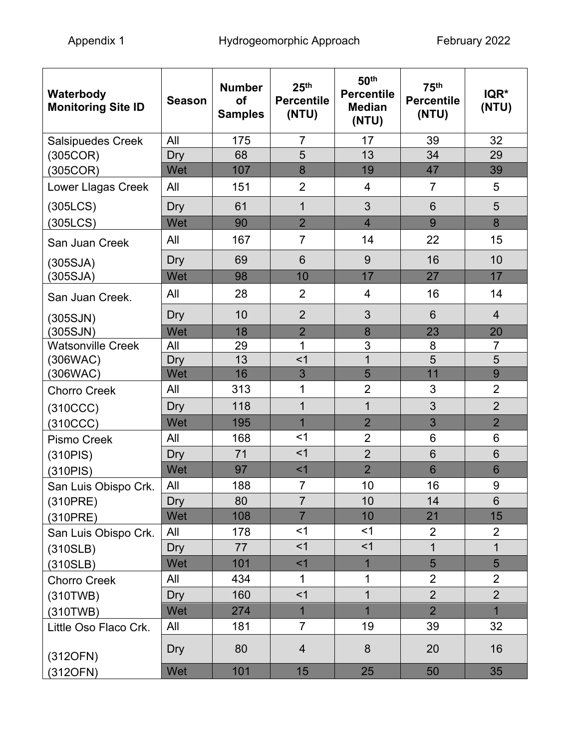| Waterbody Monitoring Site ID | Season | Number of Samples | 25th Percentile (NTU) | 50th Percentile Median (NTU) | 75th Percentile (NTU) | IQR* (NTU) |
|---|---|---|---|---|---|---|
| Salsipuedes Creek (305COR) | All | 175 | 7 | 17 | 39 | 32 |
| (305COR) | Dry | 68 | 5 | 13 | 34 | 29 |
| (305COR) | Wet | 107 | 8 | 19 | 47 | 39 |
| Lower Llagas Creek | All | 151 | 2 | 4 | 7 | 5 |
| (305LCS) | Dry | 61 | 1 | 3 | 6 | 5 |
| (305LCS) | Wet | 90 | 2 | 4 | 9 | 8 |
| San Juan Creek | All | 167 | 7 | 14 | 22 | 15 |
| (305SJA) | Dry | 69 | 6 | 9 | 16 | 10 |
| (305SJA) | Wet | 98 | 10 | 17 | 27 | 17 |
| San Juan Creek. | All | 28 | 2 | 4 | 16 | 14 |
| (305SJN) | Dry | 10 | 2 | 3 | 6 | 4 |
| (305SJN) | Wet | 18 | 2 | 8 | 23 | 20 |
| Watsonville Creek | All | 29 | 1 | 3 | 8 | 7 |
| (306WAC) | Dry | 13 | <1 | 1 | 5 | 5 |
| (306WAC) | Wet | 16 | 3 | 5 | 11 | 9 |
| Chorro Creek | All | 313 | 1 | 2 | 3 | 2 |
| (310CCC) | Dry | 118 | 1 | 1 | 3 | 2 |
| (310CCC) | Wet | 195 | 1 | 2 | 3 | 2 |
| Pismo Creek | All | 168 | <1 | 2 | 6 | 6 |
| (310PIS) | Dry | 71 | <1 | 2 | 6 | 6 |
| (310PIS) | Wet | 97 | <1 | 2 | 6 | 6 |
| San Luis Obispo Crk. | All | 188 | 7 | 10 | 16 | 9 |
| (310PRE) | Dry | 80 | 7 | 10 | 14 | 6 |
| (310PRE) | Wet | 108 | 7 | 10 | 21 | 15 |
| San Luis Obispo Crk. | All | 178 | <1 | <1 | 2 | 2 |
| (310SLB) | Dry | 77 | <1 | <1 | 1 | 1 |
| (310SLB) | Wet | 101 | <1 | 1 | 5 | 5 |
| Chorro Creek | All | 434 | 1 | 1 | 2 | 2 |
| (310TWB) | Dry | 160 | <1 | 1 | 2 | 2 |
| (310TWB) | Wet | 274 | 1 | 1 | 2 | 1 |
| Little Oso Flaco Crk. | All | 181 | 7 | 19 | 39 | 32 |
| (312OFN) | Dry | 80 | 4 | 8 | 20 | 16 |
| (312OFN) | Wet | 101 | 15 | 25 | 50 | 35 |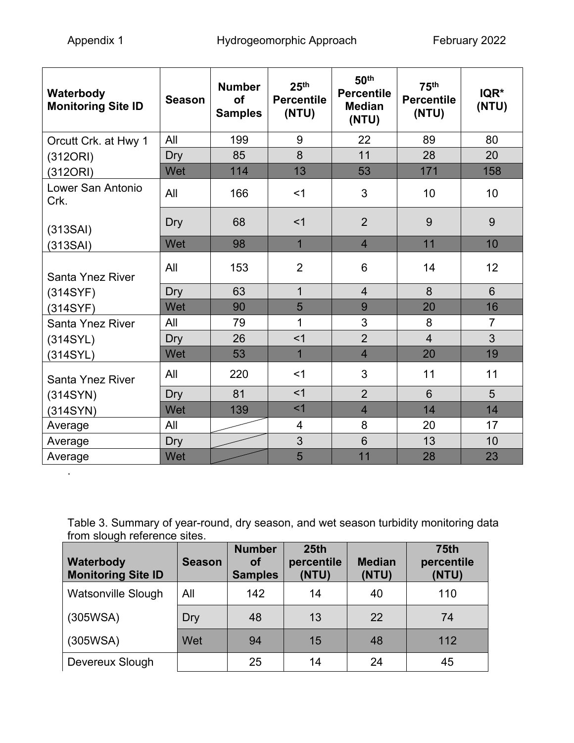| Waterbody Monitoring Site ID | Season | Number of Samples | 25th Percentile (NTU) | 50th Percentile Median (NTU) | 75th Percentile (NTU) | IQR* (NTU) |
|---|---|---|---|---|---|---|
| Orcutt Crk. at Hwy 1 | All | 199 | 9 | 22 | 89 | 80 |
| (312ORI) | Dry | 85 | 8 | 11 | 28 | 20 |
| (312ORI) | Wet | 114 | 13 | 53 | 171 | 158 |
| Lower San Antonio Crk. | All | 166 | <1 | 3 | 10 | 10 |
| (313SAI) | Dry | 68 | <1 | 2 | 9 | 9 |
| (313SAI) | Wet | 98 | 1 | 4 | 11 | 10 |
| Santa Ynez River | All | 153 | 2 | 6 | 14 | 12 |
| (314SYF) | Dry | 63 | 1 | 4 | 8 | 6 |
| (314SYF) | Wet | 90 | 5 | 9 | 20 | 16 |
| Santa Ynez River | All | 79 | 1 | 3 | 8 | 7 |
| (314SYL) | Dry | 26 | <1 | 2 | 4 | 3 |
| (314SYL) | Wet | 53 | 1 | 4 | 20 | 19 |
| Santa Ynez River | All | 220 | <1 | 3 | 11 | 11 |
| (314SYN) | Dry | 81 | <1 | 2 | 6 | 5 |
| (314SYN) | Wet | 139 | <1 | 4 | 14 | 14 |
| Average | All | | 4 | 8 | 20 | 17 |
| Average | Dry | | 3 | 6 | 13 | 10 |
| Average | Wet | | 5 | 11 | 28 | 23 |

.

Table 3. Summary of year-round, dry season, and wet season turbidity monitoring data from slough reference sites.

| Waterbody Monitoring Site ID | Season | Number of Samples | 25th percentile (NTU) | Median (NTU) | 75th percentile (NTU) |
|---|---|---|---|---|---|
| Watsonville Slough | All | 142 | 14 | 40 | 110 |
| (305WSA) | Dry | 48 | 13 | 22 | 74 |
| (305WSA) | Wet | 94 | 15 | 48 | 112 |
| Devereux Slough | | 25 | 14 | 24 | 45 |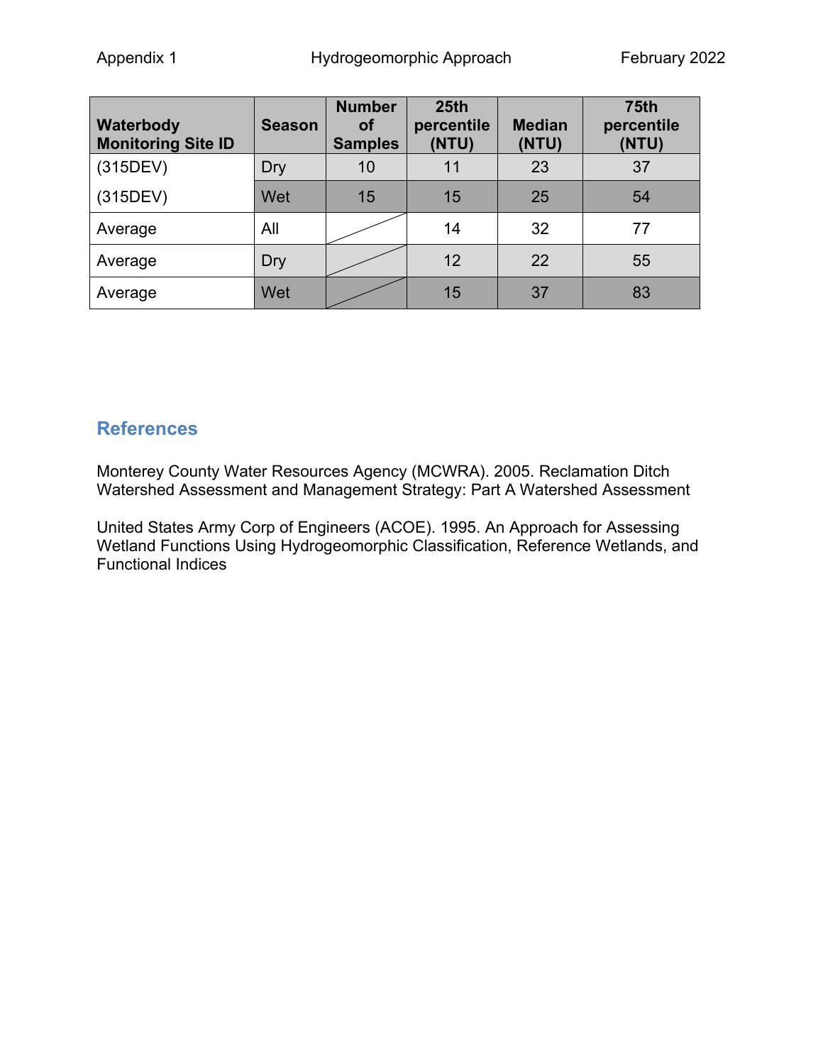| Waterbody Monitoring Site ID | Season | Number of Samples | 25th percentile (NTU) | Median (NTU) | 75th percentile (NTU) |
|---|---|---|---|---|---|
| (315DEV) | Dry | 10 | 11 | 23 | 37 |
| (315DEV) | Wet | 15 | 15 | 25 | 54 |
| Average | All | | 14 | 32 | 77 |
| Average | Dry | | 12 | 22 | 55 |
| Average | Wet | | 15 | 37 | 83 |

## References

Monterey County Water Resources Agency (MCWRA). 2005. Reclamation Ditch Watershed Assessment and Management Strategy: Part A Watershed Assessment

United States Army Corp of Engineers (ACOE). 1995. An Approach for Assessing Wetland Functions Using Hydrogeomorphic Classification, Reference Wetlands, and Functional Indices